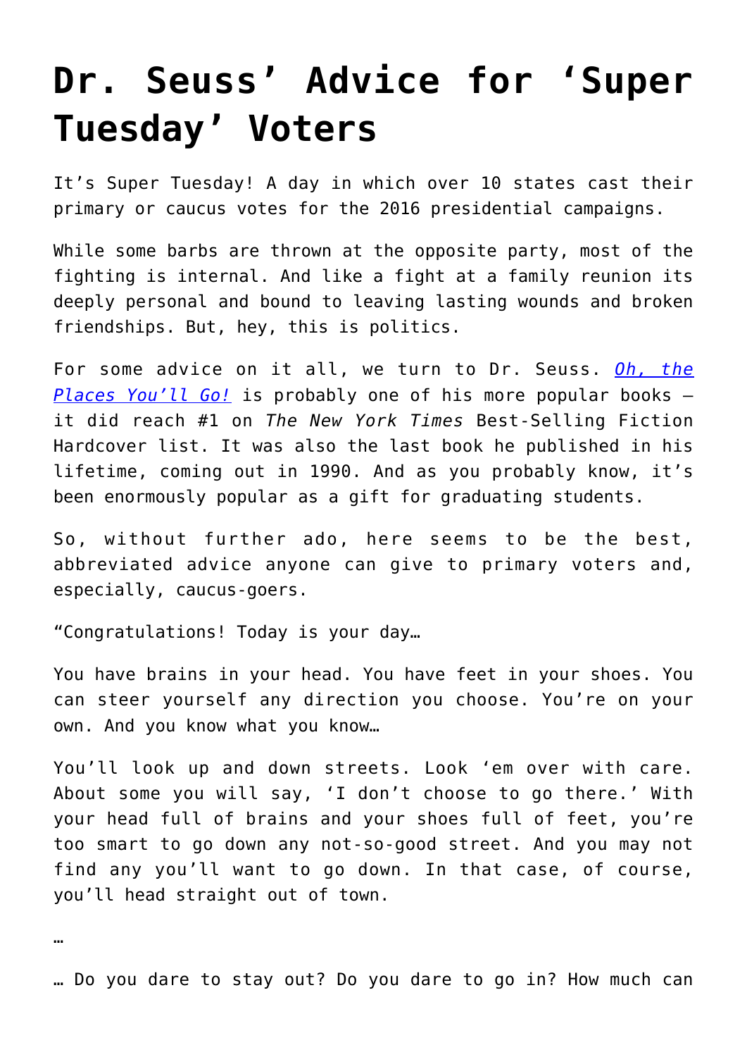# Dr. Seuss' Advice for 'Super Tuesday' Voters

It's Super Tuesday! A day in which over 10 states cast their primary or caucus votes for the 2016 presidential campaigns.

While some barbs are thrown at the opposite party, most of the fighting is internal. And like a fight at a family reunion its deeply personal and bound to leaving lasting wounds and broken friendships. But, hey, this is politics.

For some advice on it all, we turn to Dr. Seuss. *Oh, the Places You'll Go!* is probably one of his more popular books – it did reach #1 on *The New York Times* Best-Selling Fiction Hardcover list. It was also the last book he published in his lifetime, coming out in 1990. And as you probably know, it's been enormously popular as a gift for graduating students.

So, without further ado, here seems to be the best, abbreviated advice anyone can give to primary voters and, especially, caucus-goers.

"Congratulations! Today is your day…

You have brains in your head. You have feet in your shoes. You can steer yourself any direction you choose. You're on your own. And you know what you know…

You'll look up and down streets. Look 'em over with care. About some you will say, 'I don't choose to go there.' With your head full of brains and your shoes full of feet, you're too smart to go down any not-so-good street. And you may not find any you'll want to go down. In that case, of course, you'll head straight out of town.

…

… Do you dare to stay out? Do you dare to go in? How much can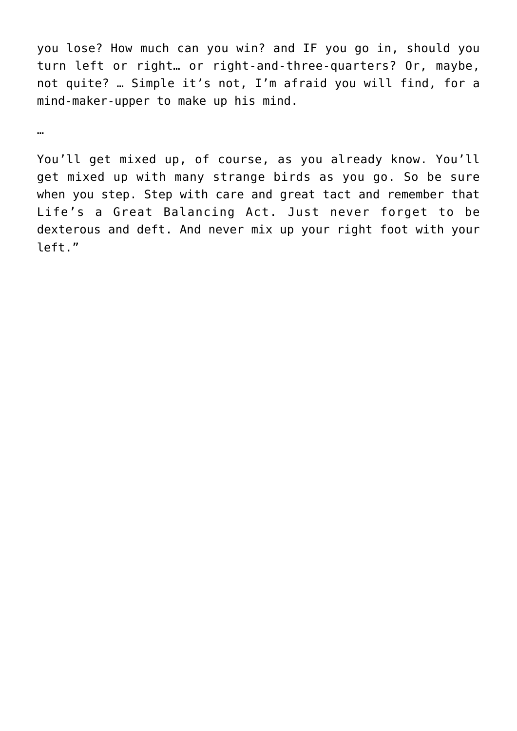you lose? How much can you win? and IF you go in, should you turn left or right… or right-and-three-quarters? Or, maybe, not quite? … Simple it's not, I'm afraid you will find, for a mind-maker-upper to make up his mind.

…

You'll get mixed up, of course, as you already know. You'll get mixed up with many strange birds as you go. So be sure when you step. Step with care and great tact and remember that Life's a Great Balancing Act. Just never forget to be dexterous and deft. And never mix up your right foot with your left."